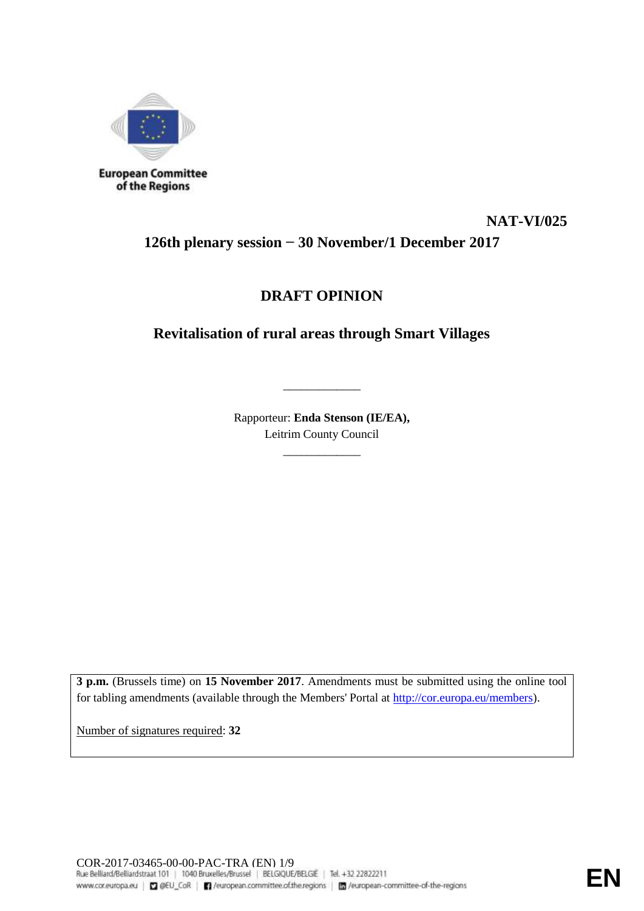European Committee of the Regions

**NAT-VI/025**

**126th plenary session − 30 November/1 December 2017**

# DRAFT OPINION

## Revitalisation of rural areas through Smart Villages

Rapporteur: **Enda Stenson (IE/EA),**
Leitrim County Council

**3 p.m.** (Brussels time) on **15 November 2017**. Amendments must be submitted using the online tool for tabling amendments (available through the Members' Portal at http://cor.europa.eu/members).

Number of signatures required: **32**

COR-2017-03465-00-00-PAC-TRA (EN)

EN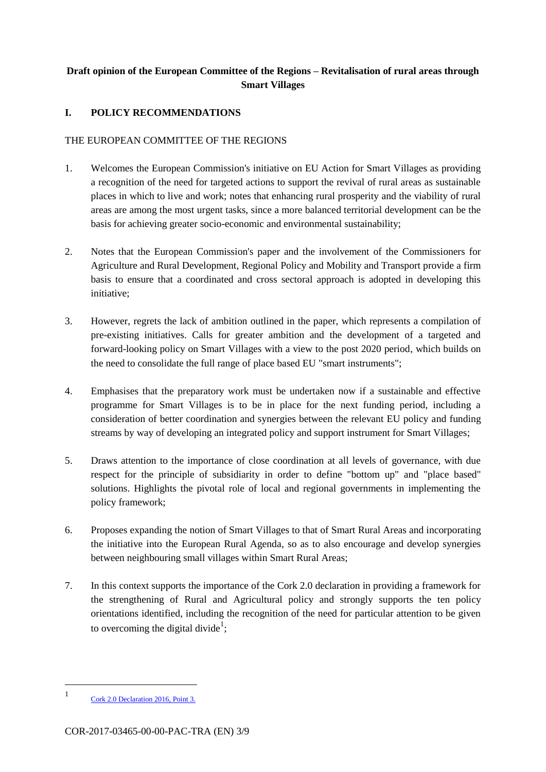**Draft opinion of the European Committee of the Regions – Revitalisation of rural areas through Smart Villages**

## I. POLICY RECOMMENDATIONS

THE EUROPEAN COMMITTEE OF THE REGIONS

1. Welcomes the European Commission's initiative on EU Action for Smart Villages as providing a recognition of the need for targeted actions to support the revival of rural areas as sustainable places in which to live and work; notes that enhancing rural prosperity and the viability of rural areas are among the most urgent tasks, since a more balanced territorial development can be the basis for achieving greater socio-economic and environmental sustainability;

2. Notes that the European Commission's paper and the involvement of the Commissioners for Agriculture and Rural Development, Regional Policy and Mobility and Transport provide a firm basis to ensure that a coordinated and cross sectoral approach is adopted in developing this initiative;

3. However, regrets the lack of ambition outlined in the paper, which represents a compilation of pre-existing initiatives. Calls for greater ambition and the development of a targeted and forward-looking policy on Smart Villages with a view to the post 2020 period, which builds on the need to consolidate the full range of place based EU "smart instruments";

4. Emphasises that the preparatory work must be undertaken now if a sustainable and effective programme for Smart Villages is to be in place for the next funding period, including a consideration of better coordination and synergies between the relevant EU policy and funding streams by way of developing an integrated policy and support instrument for Smart Villages;

5. Draws attention to the importance of close coordination at all levels of governance, with due respect for the principle of subsidiarity in order to define "bottom up" and "place based" solutions. Highlights the pivotal role of local and regional governments in implementing the policy framework;

6. Proposes expanding the notion of Smart Villages to that of Smart Rural Areas and incorporating the initiative into the European Rural Agenda, so as to also encourage and develop synergies between neighbouring small villages within Smart Rural Areas;

7. In this context supports the importance of the Cork 2.0 declaration in providing a framework for the strengthening of Rural and Agricultural policy and strongly supports the ten policy orientations identified, including the recognition of the need for particular attention to be given to overcoming the digital divide[1];

[1] Cork 2.0 Declaration 2016, Point 3.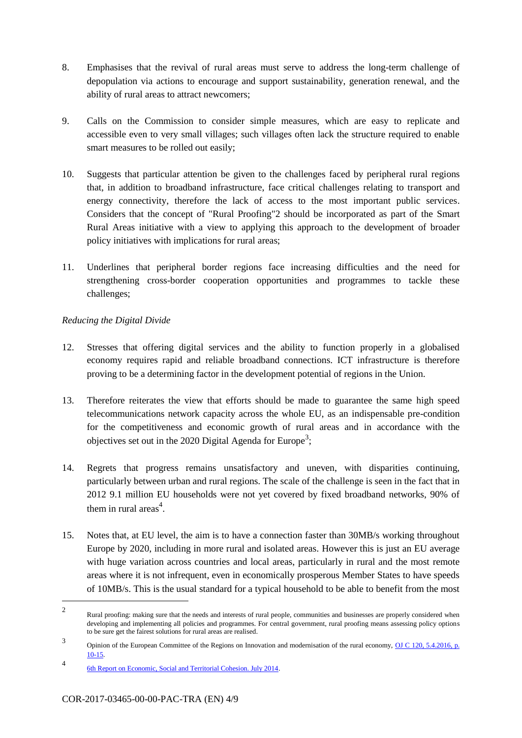8. Emphasises that the revival of rural areas must serve to address the long-term challenge of depopulation via actions to encourage and support sustainability, generation renewal, and the ability of rural areas to attract newcomers;

9. Calls on the Commission to consider simple measures, which are easy to replicate and accessible even to very small villages; such villages often lack the structure required to enable smart measures to be rolled out easily;

10. Suggests that particular attention be given to the challenges faced by peripheral rural regions that, in addition to broadband infrastructure, face critical challenges relating to transport and energy connectivity, therefore the lack of access to the most important public services. Considers that the concept of "Rural Proofing"2 should be incorporated as part of the Smart Rural Areas initiative with a view to applying this approach to the development of broader policy initiatives with implications for rural areas;

11. Underlines that peripheral border regions face increasing difficulties and the need for strengthening cross-border cooperation opportunities and programmes to tackle these challenges;

*Reducing the Digital Divide*

12. Stresses that offering digital services and the ability to function properly in a globalised economy requires rapid and reliable broadband connections. ICT infrastructure is therefore proving to be a determining factor in the development potential of regions in the Union.

13. Therefore reiterates the view that efforts should be made to guarantee the same high speed telecommunications network capacity across the whole EU, as an indispensable pre-condition for the competitiveness and economic growth of rural areas and in accordance with the objectives set out in the 2020 Digital Agenda for Europe[3];

14. Regrets that progress remains unsatisfactory and uneven, with disparities continuing, particularly between urban and rural regions. The scale of the challenge is seen in the fact that in 2012 9.1 million EU households were not yet covered by fixed broadband networks, 90% of them in rural areas[4].

15. Notes that, at EU level, the aim is to have a connection faster than 30MB/s working throughout Europe by 2020, including in more rural and isolated areas. However this is just an EU average with huge variation across countries and local areas, particularly in rural and the most remote areas where it is not infrequent, even in economically prosperous Member States to have speeds of 10MB/s. This is the usual standard for a typical household to be able to benefit from the most

---

2 Rural proofing: making sure that the needs and interests of rural people, communities and businesses are properly considered when developing and implementing all policies and programmes. For central government, rural proofing means assessing policy options to be sure get the fairest solutions for rural areas are realised.

3 Opinion of the European Committee of the Regions on Innovation and modernisation of the rural economy, OJ C 120, 5.4.2016, p. 10-15.

4 6th Report on Economic, Social and Territorial Cohesion. July 2014.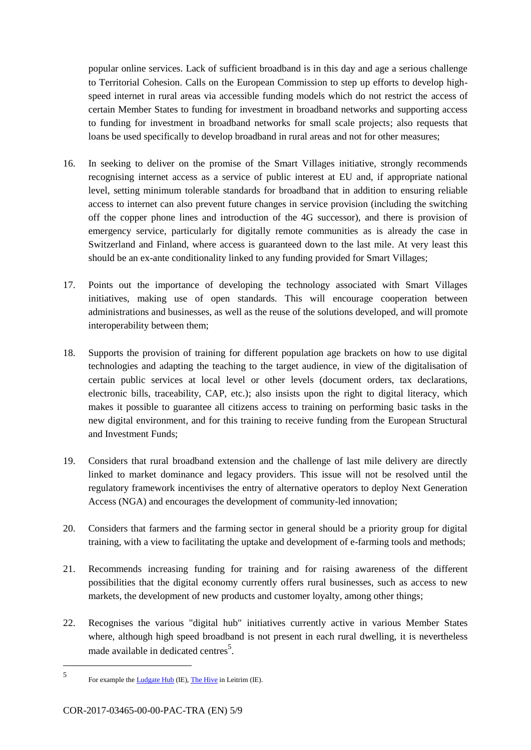popular online services. Lack of sufficient broadband is in this day and age a serious challenge to Territorial Cohesion. Calls on the European Commission to step up efforts to develop high-speed internet in rural areas via accessible funding models which do not restrict the access of certain Member States to funding for investment in broadband networks and supporting access to funding for investment in broadband networks for small scale projects; also requests that loans be used specifically to develop broadband in rural areas and not for other measures;

16. In seeking to deliver on the promise of the Smart Villages initiative, strongly recommends recognising internet access as a service of public interest at EU and, if appropriate national level, setting minimum tolerable standards for broadband that in addition to ensuring reliable access to internet can also prevent future changes in service provision (including the switching off the copper phone lines and introduction of the 4G successor), and there is provision of emergency service, particularly for digitally remote communities as is already the case in Switzerland and Finland, where access is guaranteed down to the last mile. At very least this should be an ex-ante conditionality linked to any funding provided for Smart Villages;

17. Points out the importance of developing the technology associated with Smart Villages initiatives, making use of open standards. This will encourage cooperation between administrations and businesses, as well as the reuse of the solutions developed, and will promote interoperability between them;

18. Supports the provision of training for different population age brackets on how to use digital technologies and adapting the teaching to the target audience, in view of the digitalisation of certain public services at local level or other levels (document orders, tax declarations, electronic bills, traceability, CAP, etc.); also insists upon the right to digital literacy, which makes it possible to guarantee all citizens access to training on performing basic tasks in the new digital environment, and for this training to receive funding from the European Structural and Investment Funds;

19. Considers that rural broadband extension and the challenge of last mile delivery are directly linked to market dominance and legacy providers. This issue will not be resolved until the regulatory framework incentivises the entry of alternative operators to deploy Next Generation Access (NGA) and encourages the development of community-led innovation;

20. Considers that farmers and the farming sector in general should be a priority group for digital training, with a view to facilitating the uptake and development of e-farming tools and methods;

21. Recommends increasing funding for training and for raising awareness of the different possibilities that the digital economy currently offers rural businesses, such as access to new markets, the development of new products and customer loyalty, among other things;

22. Recognises the various "digital hub" initiatives currently active in various Member States where, although high speed broadband is not present in each rural dwelling, it is nevertheless made available in dedicated centres[5].

---

[5] For example the Ludgate Hub (IE), The Hive in Leitrim (IE).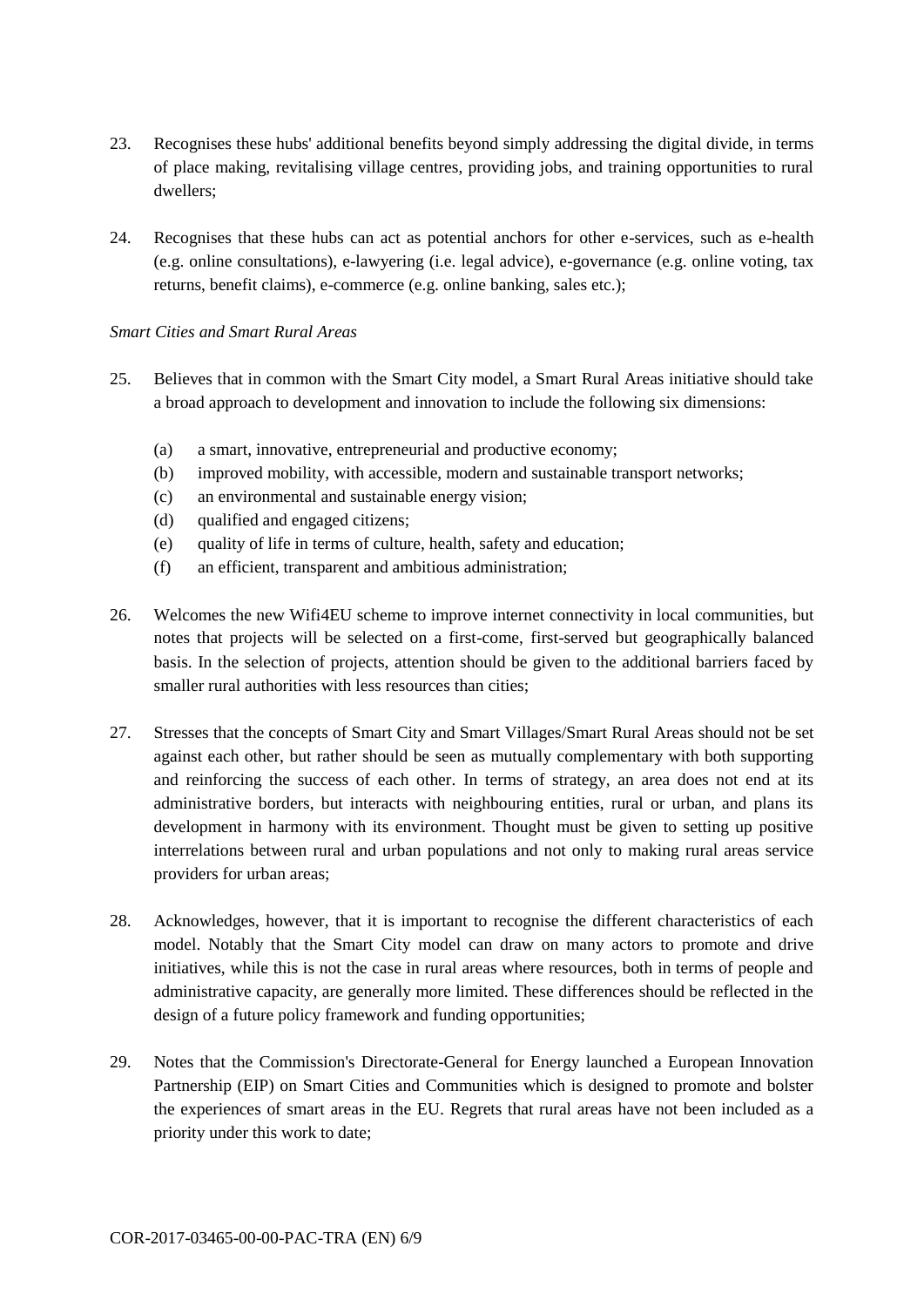23. Recognises these hubs' additional benefits beyond simply addressing the digital divide, in terms of place making, revitalising village centres, providing jobs, and training opportunities to rural dwellers;

24. Recognises that these hubs can act as potential anchors for other e-services, such as e-health (e.g. online consultations), e-lawyering (i.e. legal advice), e-governance (e.g. online voting, tax returns, benefit claims), e-commerce (e.g. online banking, sales etc.);

*Smart Cities and Smart Rural Areas*

25. Believes that in common with the Smart City model, a Smart Rural Areas initiative should take a broad approach to development and innovation to include the following six dimensions:

    (a) a smart, innovative, entrepreneurial and productive economy;
    (b) improved mobility, with accessible, modern and sustainable transport networks;
    (c) an environmental and sustainable energy vision;
    (d) qualified and engaged citizens;
    (e) quality of life in terms of culture, health, safety and education;
    (f) an efficient, transparent and ambitious administration;

26. Welcomes the new Wifi4EU scheme to improve internet connectivity in local communities, but notes that projects will be selected on a first-come, first-served but geographically balanced basis. In the selection of projects, attention should be given to the additional barriers faced by smaller rural authorities with less resources than cities;

27. Stresses that the concepts of Smart City and Smart Villages/Smart Rural Areas should not be set against each other, but rather should be seen as mutually complementary with both supporting and reinforcing the success of each other. In terms of strategy, an area does not end at its administrative borders, but interacts with neighbouring entities, rural or urban, and plans its development in harmony with its environment. Thought must be given to setting up positive interrelations between rural and urban populations and not only to making rural areas service providers for urban areas;

28. Acknowledges, however, that it is important to recognise the different characteristics of each model. Notably that the Smart City model can draw on many actors to promote and drive initiatives, while this is not the case in rural areas where resources, both in terms of people and administrative capacity, are generally more limited. These differences should be reflected in the design of a future policy framework and funding opportunities;

29. Notes that the Commission's Directorate-General for Energy launched a European Innovation Partnership (EIP) on Smart Cities and Communities which is designed to promote and bolster the experiences of smart areas in the EU. Regrets that rural areas have not been included as a priority under this work to date;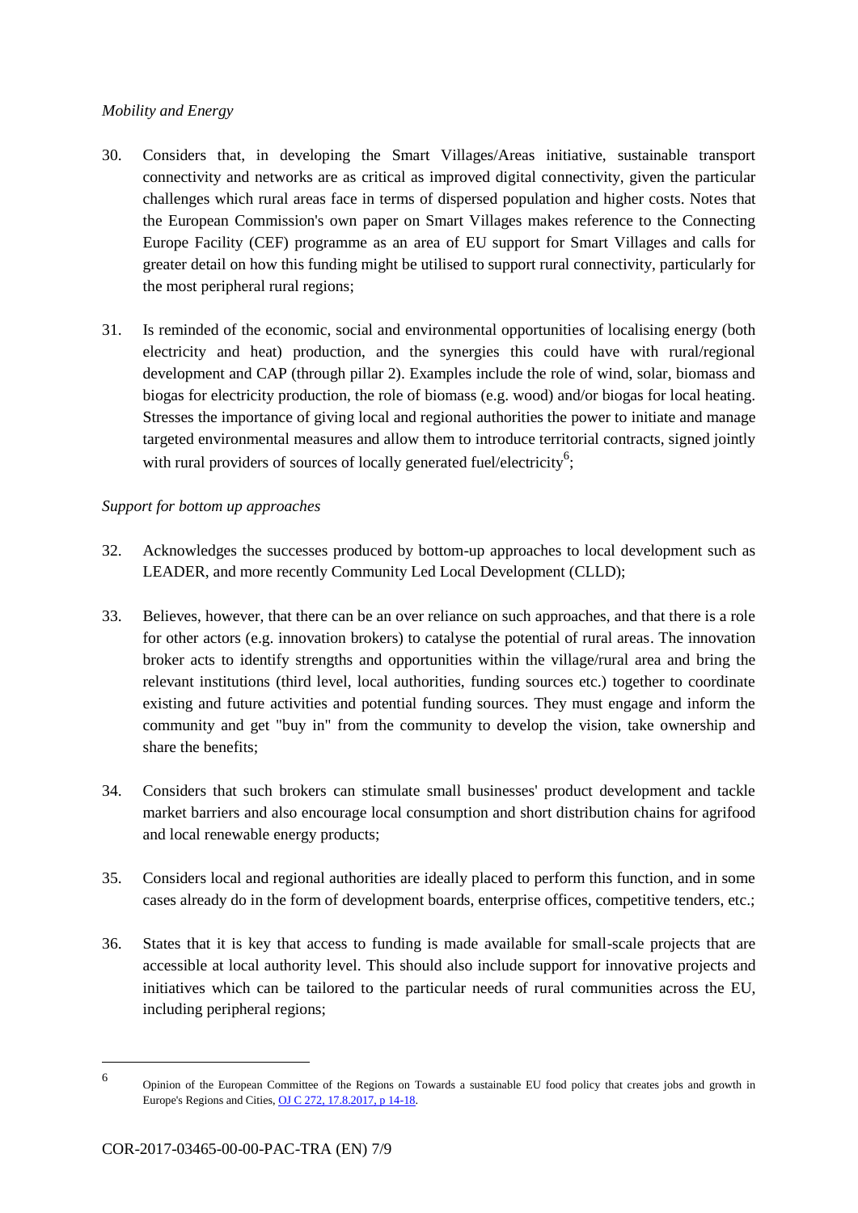*Mobility and Energy*

30. Considers that, in developing the Smart Villages/Areas initiative, sustainable transport connectivity and networks are as critical as improved digital connectivity, given the particular challenges which rural areas face in terms of dispersed population and higher costs. Notes that the European Commission's own paper on Smart Villages makes reference to the Connecting Europe Facility (CEF) programme as an area of EU support for Smart Villages and calls for greater detail on how this funding might be utilised to support rural connectivity, particularly for the most peripheral rural regions;

31. Is reminded of the economic, social and environmental opportunities of localising energy (both electricity and heat) production, and the synergies this could have with rural/regional development and CAP (through pillar 2). Examples include the role of wind, solar, biomass and biogas for electricity production, the role of biomass (e.g. wood) and/or biogas for local heating. Stresses the importance of giving local and regional authorities the power to initiate and manage targeted environmental measures and allow them to introduce territorial contracts, signed jointly with rural providers of sources of locally generated fuel/electricity[6];

*Support for bottom up approaches*

32. Acknowledges the successes produced by bottom-up approaches to local development such as LEADER, and more recently Community Led Local Development (CLLD);

33. Believes, however, that there can be an over reliance on such approaches, and that there is a role for other actors (e.g. innovation brokers) to catalyse the potential of rural areas. The innovation broker acts to identify strengths and opportunities within the village/rural area and bring the relevant institutions (third level, local authorities, funding sources etc.) together to coordinate existing and future activities and potential funding sources. They must engage and inform the community and get "buy in" from the community to develop the vision, take ownership and share the benefits;

34. Considers that such brokers can stimulate small businesses' product development and tackle market barriers and also encourage local consumption and short distribution chains for agrifood and local renewable energy products;

35. Considers local and regional authorities are ideally placed to perform this function, and in some cases already do in the form of development boards, enterprise offices, competitive tenders, etc.;

36. States that it is key that access to funding is made available for small-scale projects that are accessible at local authority level. This should also include support for innovative projects and initiatives which can be tailored to the particular needs of rural communities across the EU, including peripheral regions;

---

6 Opinion of the European Committee of the Regions on Towards a sustainable EU food policy that creates jobs and growth in Europe's Regions and Cities, OJ C 272, 17.8.2017, p 14-18.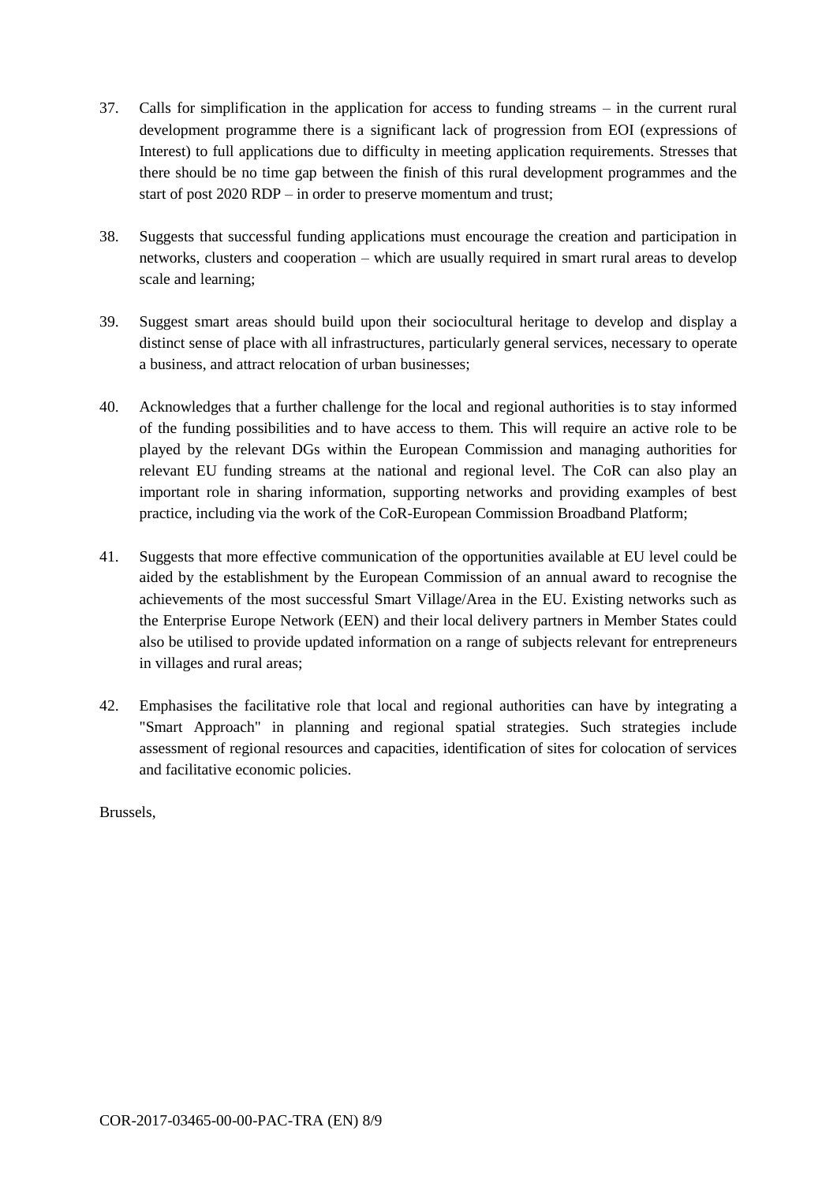37. Calls for simplification in the application for access to funding streams – in the current rural development programme there is a significant lack of progression from EOI (expressions of Interest) to full applications due to difficulty in meeting application requirements. Stresses that there should be no time gap between the finish of this rural development programmes and the start of post 2020 RDP – in order to preserve momentum and trust;

38. Suggests that successful funding applications must encourage the creation and participation in networks, clusters and cooperation – which are usually required in smart rural areas to develop scale and learning;

39. Suggest smart areas should build upon their sociocultural heritage to develop and display a distinct sense of place with all infrastructures, particularly general services, necessary to operate a business, and attract relocation of urban businesses;

40. Acknowledges that a further challenge for the local and regional authorities is to stay informed of the funding possibilities and to have access to them. This will require an active role to be played by the relevant DGs within the European Commission and managing authorities for relevant EU funding streams at the national and regional level. The CoR can also play an important role in sharing information, supporting networks and providing examples of best practice, including via the work of the CoR-European Commission Broadband Platform;

41. Suggests that more effective communication of the opportunities available at EU level could be aided by the establishment by the European Commission of an annual award to recognise the achievements of the most successful Smart Village/Area in the EU. Existing networks such as the Enterprise Europe Network (EEN) and their local delivery partners in Member States could also be utilised to provide updated information on a range of subjects relevant for entrepreneurs in villages and rural areas;

42. Emphasises the facilitative role that local and regional authorities can have by integrating a "Smart Approach" in planning and regional spatial strategies. Such strategies include assessment of regional resources and capacities, identification of sites for colocation of services and facilitative economic policies.

Brussels,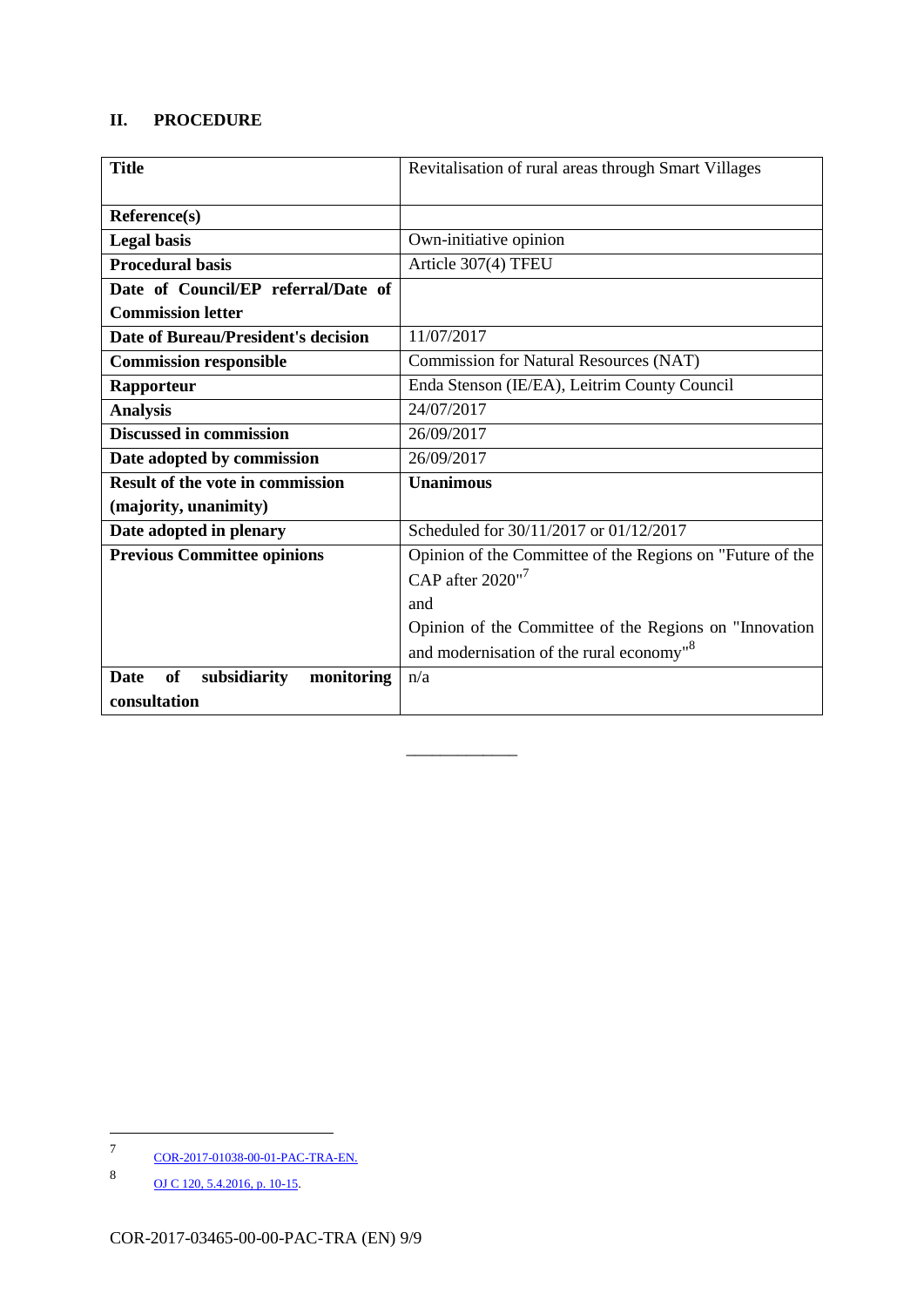## II. PROCEDURE

| | |
|---|---|
| **Title** | Revitalisation of rural areas through Smart Villages |
| **Reference(s)** | |
| **Legal basis** | Own-initiative opinion |
| **Procedural basis** | Article 307(4) TFEU |
| **Date of Council/EP referral/Date of Commission letter** | |
| **Date of Bureau/President's decision** | 11/07/2017 |
| **Commission responsible** | Commission for Natural Resources (NAT) |
| **Rapporteur** | Enda Stenson (IE/EA), Leitrim County Council |
| **Analysis** | 24/07/2017 |
| **Discussed in commission** | 26/09/2017 |
| **Date adopted by commission** | 26/09/2017 |
| **Result of the vote in commission (majority, unanimity)** | **Unanimous** |
| **Date adopted in plenary** | Scheduled for 30/11/2017 or 01/12/2017 |
| **Previous Committee opinions** | Opinion of the Committee of the Regions on "Future of the CAP after 2020"[7] and Opinion of the Committee of the Regions on "Innovation and modernisation of the rural economy"[8] |
| **Date of subsidiarity monitoring consultation** | n/a |

_____________

[7] COR-2017-01038-00-01-PAC-TRA-EN.

[8] OJ C 120, 5.4.2016, p. 10-15.